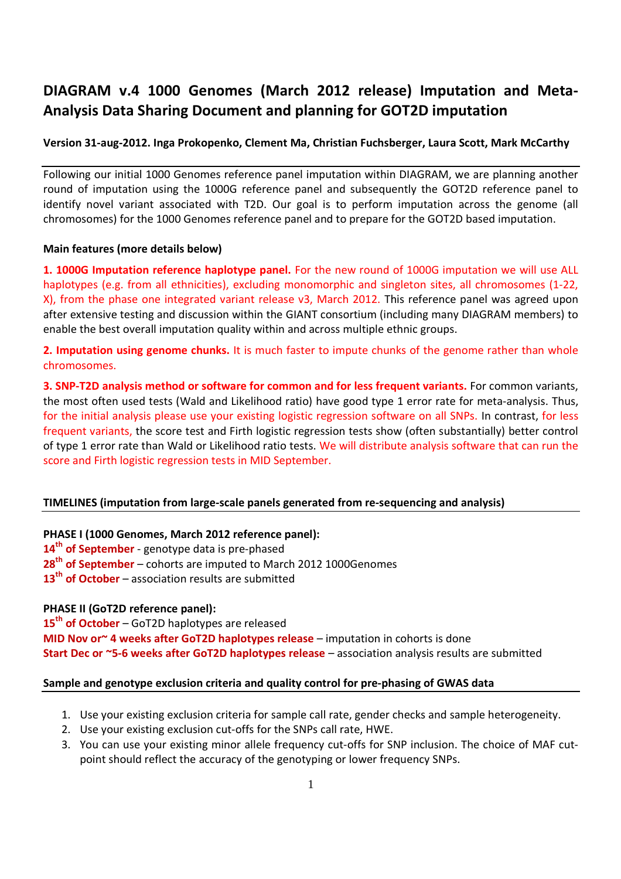# DIAGRAM v.4 1000 Genomes (March 2012 release) Imputation and Meta-Analysis Data Sharing Document and planning for GOT2D imputation

**Version 31-aug-2012. Inga Prokopenko, Clement Ma, Christian Fuchsberger, Laura Scott, Mark McCarthy**

Following our initial 1000 Genomes reference panel imputation within DIAGRAM, we are planning another round of imputation using the 1000G reference panel and subsequently the GOT2D reference panel to identify novel variant associated with T2D. Our goal is to perform imputation across the genome (all chromosomes) for the 1000 Genomes reference panel and to prepare for the GOT2D based imputation.

**Main features (more details below)**

**1. 1000G Imputation reference haplotype panel.** For the new round of 1000G imputation we will use ALL haplotypes (e.g. from all ethnicities), excluding monomorphic and singleton sites, all chromosomes (1-22, X), from the phase one integrated variant release v3, March 2012. This reference panel was agreed upon after extensive testing and discussion within the GIANT consortium (including many DIAGRAM members) to enable the best overall imputation quality within and across multiple ethnic groups.

**2. Imputation using genome chunks.** It is much faster to impute chunks of the genome rather than whole chromosomes.

**3. SNP-T2D analysis method or software for common and for less frequent variants.** For common variants, the most often used tests (Wald and Likelihood ratio) have good type 1 error rate for meta-analysis. Thus, for the initial analysis please use your existing logistic regression software on all SNPs. In contrast, for less frequent variants, the score test and Firth logistic regression tests show (often substantially) better control of type 1 error rate than Wald or Likelihood ratio tests. We will distribute analysis software that can run the score and Firth logistic regression tests in MID September.

## TIMELINES (imputation from large-scale panels generated from re-sequencing and analysis)

**PHASE I (1000 Genomes, March 2012 reference panel):**
**14th of September** - genotype data is pre-phased
**28th of September** – cohorts are imputed to March 2012 1000Genomes
**13th of October** – association results are submitted

**PHASE II (GoT2D reference panel):**
**15th of October** – GoT2D haplotypes are released
**MID Nov or~ 4 weeks after GoT2D haplotypes release** – imputation in cohorts is done
**Start Dec or ~5-6 weeks after GoT2D haplotypes release** – association analysis results are submitted

## Sample and genotype exclusion criteria and quality control for pre-phasing of GWAS data

1. Use your existing exclusion criteria for sample call rate, gender checks and sample heterogeneity.
2. Use your existing exclusion cut-offs for the SNPs call rate, HWE.
3. You can use your existing minor allele frequency cut-offs for SNP inclusion. The choice of MAF cut-point should reflect the accuracy of the genotyping or lower frequency SNPs.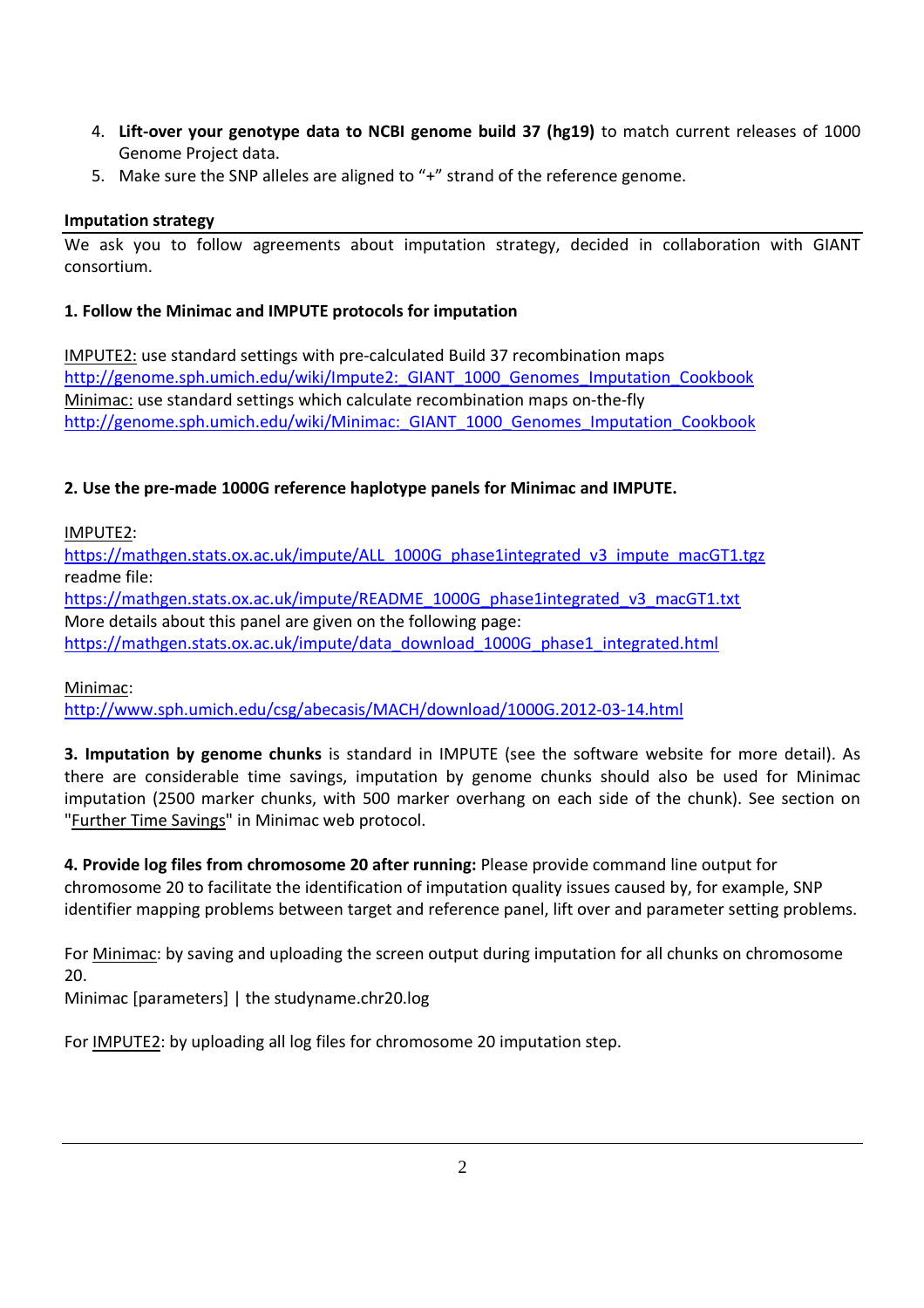4. **Lift-over your genotype data to NCBI genome build 37 (hg19)** to match current releases of 1000 Genome Project data.
5. Make sure the SNP alleles are aligned to "+" strand of the reference genome.

## Imputation strategy

We ask you to follow agreements about imputation strategy, decided in collaboration with GIANT consortium.

**1. Follow the Minimac and IMPUTE protocols for imputation**

IMPUTE2: use standard settings with pre-calculated Build 37 recombination maps
http://genome.sph.umich.edu/wiki/Impute2:_GIANT_1000_Genomes_Imputation_Cookbook
Minimac: use standard settings which calculate recombination maps on-the-fly
http://genome.sph.umich.edu/wiki/Minimac:_GIANT_1000_Genomes_Imputation_Cookbook

**2. Use the pre-made 1000G reference haplotype panels for Minimac and IMPUTE.**

IMPUTE2:
https://mathgen.stats.ox.ac.uk/impute/ALL_1000G_phase1integrated_v3_impute_macGT1.tgz
readme file:
https://mathgen.stats.ox.ac.uk/impute/README_1000G_phase1integrated_v3_macGT1.txt
More details about this panel are given on the following page:
https://mathgen.stats.ox.ac.uk/impute/data_download_1000G_phase1_integrated.html

Minimac:
http://www.sph.umich.edu/csg/abecasis/MACH/download/1000G.2012-03-14.html

**3. Imputation by genome chunks** is standard in IMPUTE (see the software website for more detail). As there are considerable time savings, imputation by genome chunks should also be used for Minimac imputation (2500 marker chunks, with 500 marker overhang on each side of the chunk). See section on "Further Time Savings" in Minimac web protocol.

**4. Provide log files from chromosome 20 after running:** Please provide command line output for chromosome 20 to facilitate the identification of imputation quality issues caused by, for example, SNP identifier mapping problems between target and reference panel, lift over and parameter setting problems.

For Minimac: by saving and uploading the screen output during imputation for all chunks on chromosome 20.
Minimac [parameters] | the studyname.chr20.log

For IMPUTE2: by uploading all log files for chromosome 20 imputation step.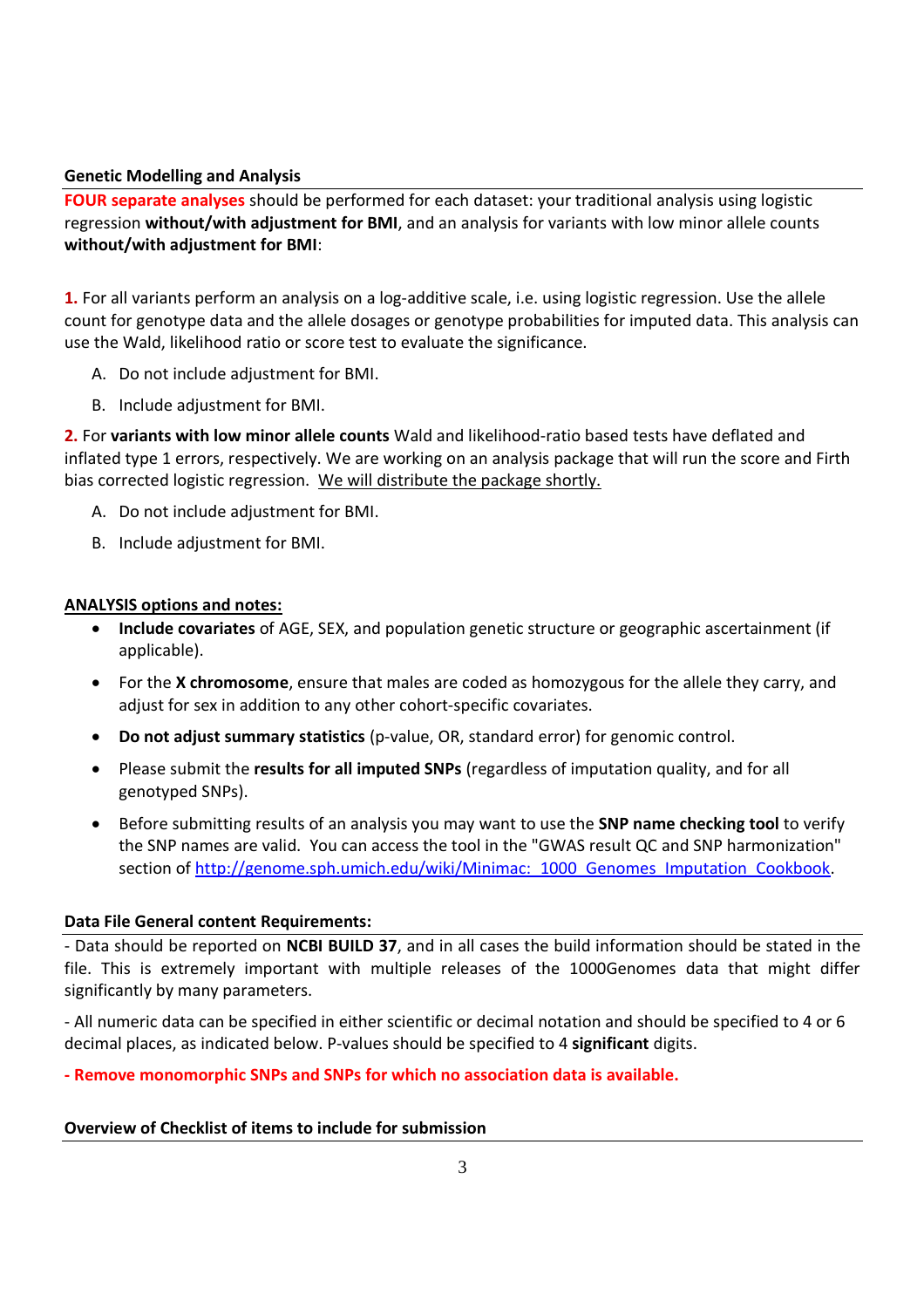### Genetic Modelling and Analysis

**FOUR separate analyses** should be performed for each dataset: your traditional analysis using logistic regression **without/with adjustment for BMI**, and an analysis for variants with low minor allele counts **without/with adjustment for BMI**:

**1.** For all variants perform an analysis on a log-additive scale, i.e. using logistic regression. Use the allele count for genotype data and the allele dosages or genotype probabilities for imputed data. This analysis can use the Wald, likelihood ratio or score test to evaluate the significance.

A. Do not include adjustment for BMI.

B. Include adjustment for BMI.

**2.** For **variants with low minor allele counts** Wald and likelihood-ratio based tests have deflated and inflated type 1 errors, respectively. We are working on an analysis package that will run the score and Firth bias corrected logistic regression. <u>We will distribute the package shortly.</u>

A. Do not include adjustment for BMI.

B. Include adjustment for BMI.

### <u>ANALYSIS options and notes:</u>

- **Include covariates** of AGE, SEX, and population genetic structure or geographic ascertainment (if applicable).
- For the **X chromosome**, ensure that males are coded as homozygous for the allele they carry, and adjust for sex in addition to any other cohort-specific covariates.
- **Do not adjust summary statistics** (p-value, OR, standard error) for genomic control.
- Please submit the **results for all imputed SNPs** (regardless of imputation quality, and for all genotyped SNPs).
- Before submitting results of an analysis you may want to use the **SNP name checking tool** to verify the SNP names are valid. You can access the tool in the "GWAS result QC and SNP harmonization" section of http://genome.sph.umich.edu/wiki/Minimac:_1000_Genomes_Imputation_Cookbook.

### Data File General content Requirements:

- Data should be reported on **NCBI BUILD 37**, and in all cases the build information should be stated in the file. This is extremely important with multiple releases of the 1000Genomes data that might differ significantly by many parameters.

- All numeric data can be specified in either scientific or decimal notation and should be specified to 4 or 6 decimal places, as indicated below. P-values should be specified to 4 **significant** digits.

**- Remove monomorphic SNPs and SNPs for which no association data is available.**

### Overview of Checklist of items to include for submission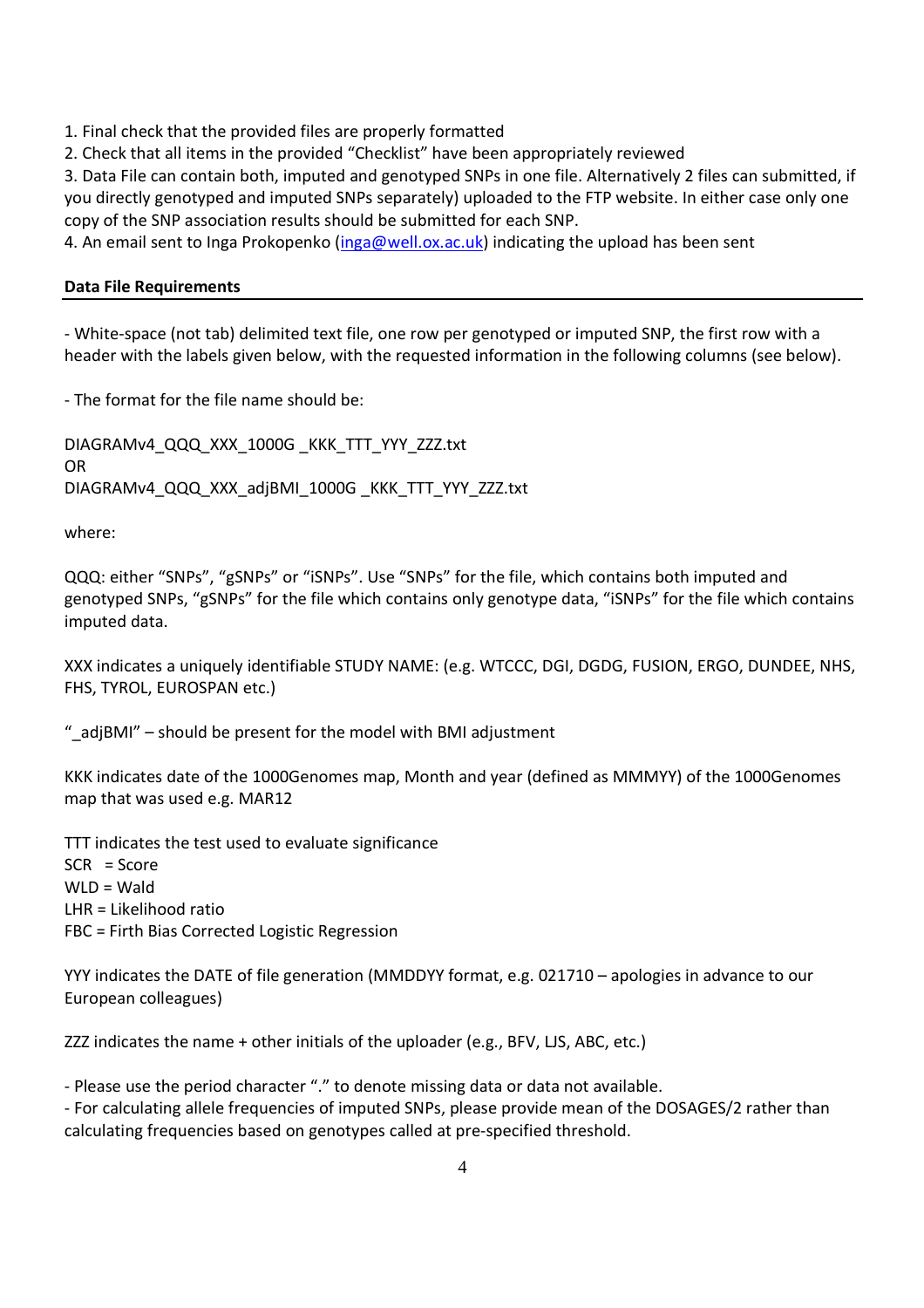1. Final check that the provided files are properly formatted
2. Check that all items in the provided "Checklist" have been appropriately reviewed
3. Data File can contain both, imputed and genotyped SNPs in one file. Alternatively 2 files can submitted, if you directly genotyped and imputed SNPs separately) uploaded to the FTP website. In either case only one copy of the SNP association results should be submitted for each SNP.
4. An email sent to Inga Prokopenko (inga@well.ox.ac.uk) indicating the upload has been sent

**Data File Requirements**

- White-space (not tab) delimited text file, one row per genotyped or imputed SNP, the first row with a header with the labels given below, with the requested information in the following columns (see below).

- The format for the file name should be:

DIAGRAMv4_QQQ_XXX_1000G _KKK_TTT_YYY_ZZZ.txt
OR
DIAGRAMv4_QQQ_XXX_adjBMI_1000G _KKK_TTT_YYY_ZZZ.txt

where:

QQQ: either "SNPs", "gSNPs" or "iSNPs". Use "SNPs" for the file, which contains both imputed and genotyped SNPs, "gSNPs" for the file which contains only genotype data, "iSNPs" for the file which contains imputed data.

XXX indicates a uniquely identifiable STUDY NAME: (e.g. WTCCC, DGI, DGDG, FUSION, ERGO, DUNDEE, NHS, FHS, TYROL, EUROSPAN etc.)

"_adjBMI" – should be present for the model with BMI adjustment

KKK indicates date of the 1000Genomes map, Month and year (defined as MMMYY) of the 1000Genomes map that was used e.g. MAR12

TTT indicates the test used to evaluate significance
SCR = Score
WLD = Wald
LHR = Likelihood ratio
FBC = Firth Bias Corrected Logistic Regression

YYY indicates the DATE of file generation (MMDDYY format, e.g. 021710 – apologies in advance to our European colleagues)

ZZZ indicates the name + other initials of the uploader (e.g., BFV, LJS, ABC, etc.)

- Please use the period character "." to denote missing data or data not available.
- For calculating allele frequencies of imputed SNPs, please provide mean of the DOSAGES/2 rather than calculating frequencies based on genotypes called at pre-specified threshold.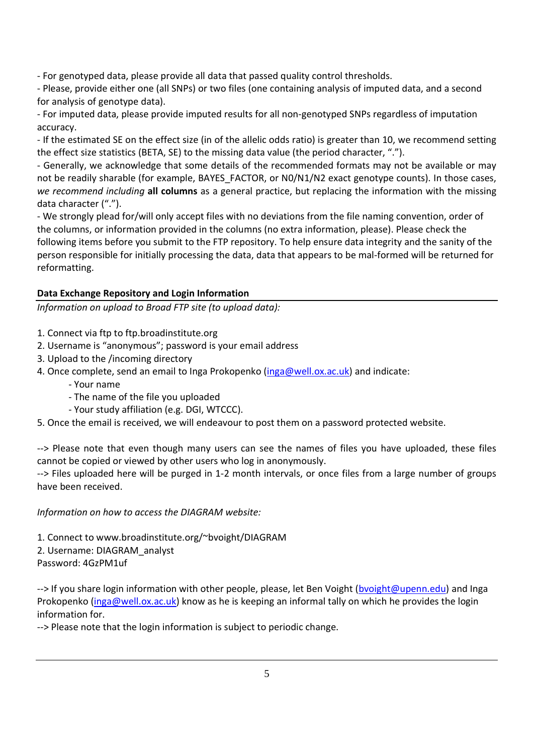- For genotyped data, please provide all data that passed quality control thresholds.
- Please, provide either one (all SNPs) or two files (one containing analysis of imputed data, and a second for analysis of genotype data).
- For imputed data, please provide imputed results for all non-genotyped SNPs regardless of imputation accuracy.
- If the estimated SE on the effect size (in of the allelic odds ratio) is greater than 10, we recommend setting the effect size statistics (BETA, SE) to the missing data value (the period character, ".").
- Generally, we acknowledge that some details of the recommended formats may not be available or may not be readily sharable (for example, BAYES_FACTOR, or N0/N1/N2 exact genotype counts). In those cases, *we recommend including* **all columns** as a general practice, but replacing the information with the missing data character (".").
- We strongly plead for/will only accept files with no deviations from the file naming convention, order of the columns, or information provided in the columns (no extra information, please). Please check the following items before you submit to the FTP repository. To help ensure data integrity and the sanity of the person responsible for initially processing the data, data that appears to be mal-formed will be returned for reformatting.

**Data Exchange Repository and Login Information**

*Information on upload to Broad FTP site (to upload data):*

1. Connect via ftp to ftp.broadinstitute.org
2. Username is "anonymous"; password is your email address
3. Upload to the /incoming directory
4. Once complete, send an email to Inga Prokopenko (inga@well.ox.ac.uk) and indicate:
   - Your name
   - The name of the file you uploaded
   - Your study affiliation (e.g. DGI, WTCCC).
5. Once the email is received, we will endeavour to post them on a password protected website.

--> Please note that even though many users can see the names of files you have uploaded, these files cannot be copied or viewed by other users who log in anonymously.
--> Files uploaded here will be purged in 1-2 month intervals, or once files from a large number of groups have been received.

*Information on how to access the DIAGRAM website:*

1. Connect to www.broadinstitute.org/~bvoight/DIAGRAM
2. Username: DIAGRAM_analyst
Password: 4GzPM1uf

--> If you share login information with other people, please, let Ben Voight (bvoight@upenn.edu) and Inga Prokopenko (inga@well.ox.ac.uk) know as he is keeping an informal tally on which he provides the login information for.
--> Please note that the login information is subject to periodic change.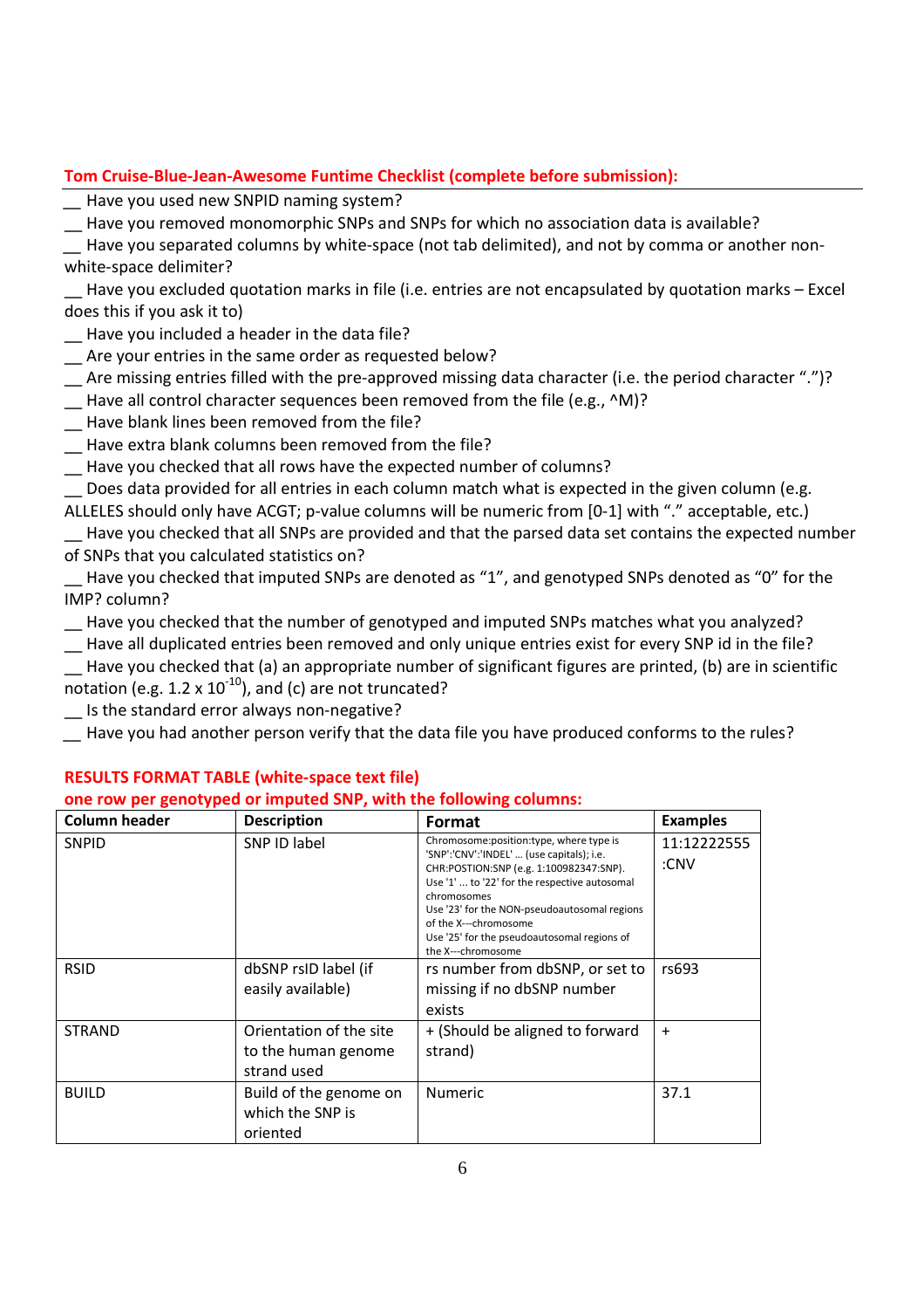**Tom Cruise-Blue-Jean-Awesome Funtime Checklist (complete before submission):**

__ Have you used new SNPID naming system?
__ Have you removed monomorphic SNPs and SNPs for which no association data is available?
__ Have you separated columns by white-space (not tab delimited), and not by comma or another non-white-space delimiter?
__ Have you excluded quotation marks in file (i.e. entries are not encapsulated by quotation marks – Excel does this if you ask it to)
__ Have you included a header in the data file?
__ Are your entries in the same order as requested below?
__ Are missing entries filled with the pre-approved missing data character (i.e. the period character ".")?
__ Have all control character sequences been removed from the file (e.g., ^M)?
__ Have blank lines been removed from the file?
__ Have extra blank columns been removed from the file?
__ Have you checked that all rows have the expected number of columns?
__ Does data provided for all entries in each column match what is expected in the given column (e.g. ALLELES should only have ACGT; p-value columns will be numeric from [0-1] with "." acceptable, etc.)
__ Have you checked that all SNPs are provided and that the parsed data set contains the expected number of SNPs that you calculated statistics on?
__ Have you checked that imputed SNPs are denoted as "1", and genotyped SNPs denoted as "0" for the IMP? column?
__ Have you checked that the number of genotyped and imputed SNPs matches what you analyzed?
__ Have all duplicated entries been removed and only unique entries exist for every SNP id in the file?
__ Have you checked that (a) an appropriate number of significant figures are printed, (b) are in scientific notation (e.g. $1.2 \times 10^{-10}$), and (c) are not truncated?
__ Is the standard error always non-negative?
__ Have you had another person verify that the data file you have produced conforms to the rules?

**RESULTS FORMAT TABLE (white-space text file)**
**one row per genotyped or imputed SNP, with the following columns:**

| Column header | Description | Format | Examples |
|---|---|---|---|
| SNPID | SNP ID label | Chromosome:position:type, where type is 'SNP':'CNV':'INDEL' … (use capitals); i.e. CHR:POSTION:SNP (e.g. 1:100982347:SNP). Use '1' … to '22' for the respective autosomal chromosomes. Use '23' for the NON-pseudoautosomal regions of the X---chromosome. Use '25' for the pseudoautosomal regions of the X---chromosome | 11:12222555:CNV |
| RSID | dbSNP rsID label (if easily available) | rs number from dbSNP, or set to missing if no dbSNP number exists | rs693 |
| STRAND | Orientation of the site to the human genome strand used | + (Should be aligned to forward strand) | + |
| BUILD | Build of the genome on which the SNP is oriented | Numeric | 37.1 |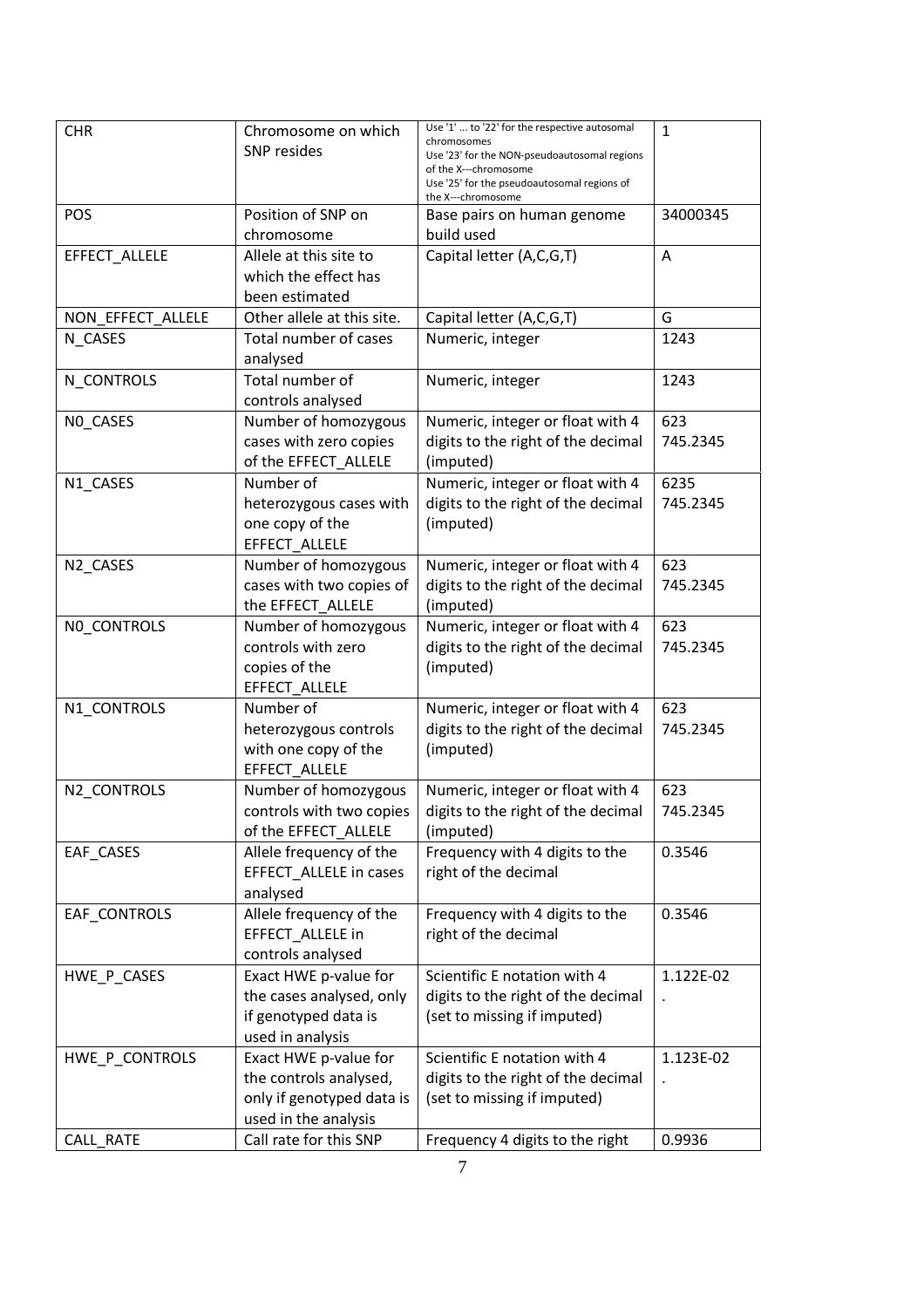| CHR | Chromosome on which SNP resides | Use '1' ... to '22' for the respective autosomal chromosomes Use '23' for the NON-pseudoautosomal regions of the X---chromosome Use '25' for the pseudoautosomal regions of the X---chromosome | 1 |
|---|---|---|---|
| POS | Position of SNP on chromosome | Base pairs on human genome build used | 34000345 |
| EFFECT_ALLELE | Allele at this site to which the effect has been estimated | Capital letter (A,C,G,T) | A |
| NON_EFFECT_ALLELE | Other allele at this site. | Capital letter (A,C,G,T) | G |
| N_CASES | Total number of cases analysed | Numeric, integer | 1243 |
| N_CONTROLS | Total number of controls analysed | Numeric, integer | 1243 |
| N0_CASES | Number of homozygous cases with zero copies of the EFFECT_ALLELE | Numeric, integer or float with 4 digits to the right of the decimal (imputed) | 623 745.2345 |
| N1_CASES | Number of heterozygous cases with one copy of the EFFECT_ALLELE | Numeric, integer or float with 4 digits to the right of the decimal (imputed) | 6235 745.2345 |
| N2_CASES | Number of homozygous cases with two copies of the EFFECT_ALLELE | Numeric, integer or float with 4 digits to the right of the decimal (imputed) | 623 745.2345 |
| N0_CONTROLS | Number of homozygous controls with zero copies of the EFFECT_ALLELE | Numeric, integer or float with 4 digits to the right of the decimal (imputed) | 623 745.2345 |
| N1_CONTROLS | Number of heterozygous controls with one copy of the EFFECT_ALLELE | Numeric, integer or float with 4 digits to the right of the decimal (imputed) | 623 745.2345 |
| N2_CONTROLS | Number of homozygous controls with two copies of the EFFECT_ALLELE | Numeric, integer or float with 4 digits to the right of the decimal (imputed) | 623 745.2345 |
| EAF_CASES | Allele frequency of the EFFECT_ALLELE in cases analysed | Frequency with 4 digits to the right of the decimal | 0.3546 |
| EAF_CONTROLS | Allele frequency of the EFFECT_ALLELE in controls analysed | Frequency with 4 digits to the right of the decimal | 0.3546 |
| HWE_P_CASES | Exact HWE p-value for the cases analysed, only if genotyped data is used in analysis | Scientific E notation with 4 digits to the right of the decimal (set to missing if imputed) | 1.122E-02 . |
| HWE_P_CONTROLS | Exact HWE p-value for the controls analysed, only if genotyped data is used in the analysis | Scientific E notation with 4 digits to the right of the decimal (set to missing if imputed) | 1.123E-02 . |
| CALL_RATE | Call rate for this SNP | Frequency 4 digits to the right | 0.9936 |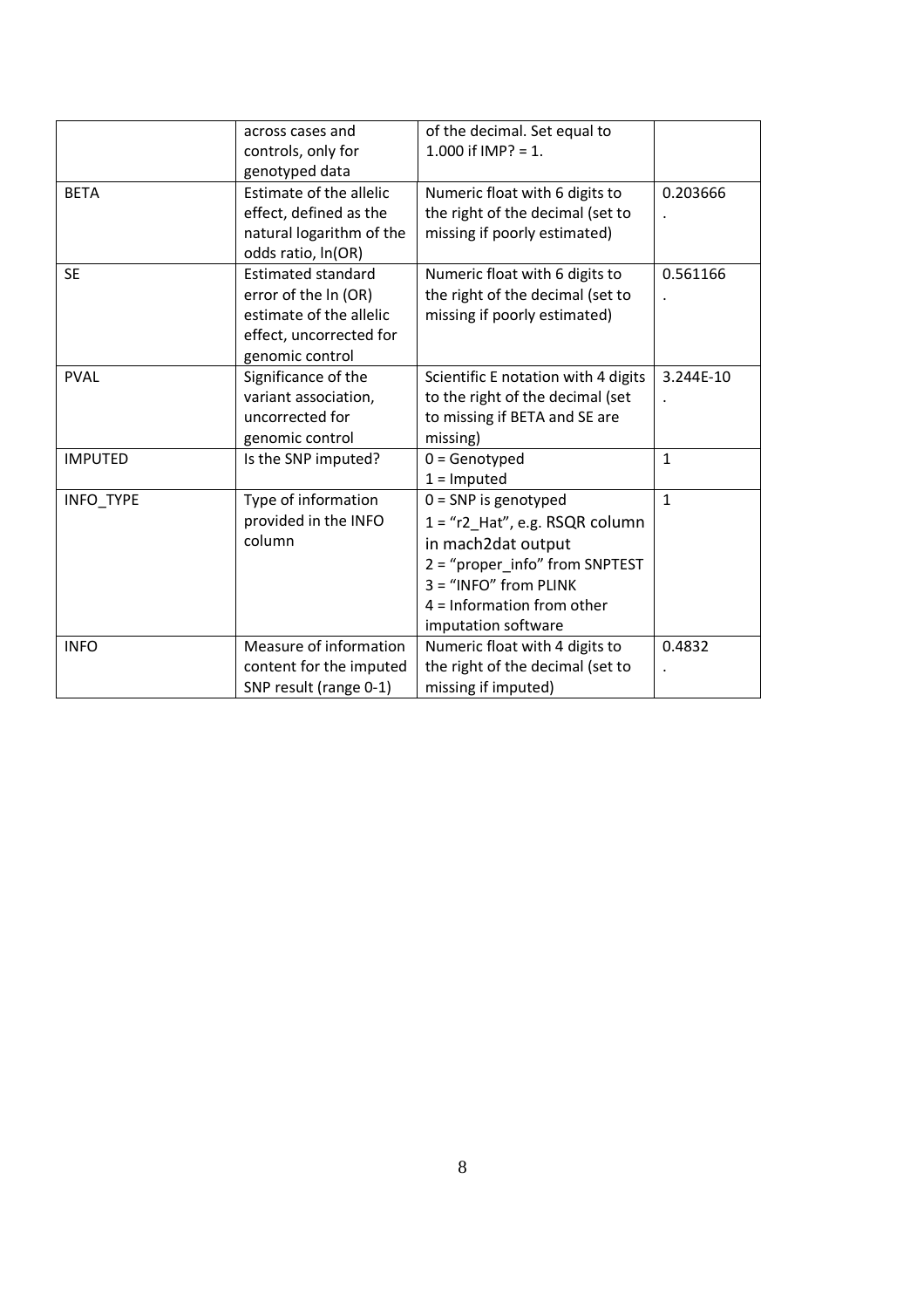| | | | |
|---|---|---|---|
| | across cases and controls, only for genotyped data | of the decimal. Set equal to 1.000 if IMP? = 1. | |
| BETA | Estimate of the allelic effect, defined as the natural logarithm of the odds ratio, ln(OR) | Numeric float with 6 digits to the right of the decimal (set to missing if poorly estimated) | 0.203666 . |
| SE | Estimated standard error of the ln (OR) estimate of the allelic effect, uncorrected for genomic control | Numeric float with 6 digits to the right of the decimal (set to missing if poorly estimated) | 0.561166 . |
| PVAL | Significance of the variant association, uncorrected for genomic control | Scientific E notation with 4 digits to the right of the decimal (set to missing if BETA and SE are missing) | 3.244E-10 . |
| IMPUTED | Is the SNP imputed? | 0 = Genotyped<br>1 = Imputed | 1 |
| INFO_TYPE | Type of information provided in the INFO column | 0 = SNP is genotyped<br>1 = "r2_Hat", e.g. RSQR column in mach2dat output<br>2 = "proper_info" from SNPTEST<br>3 = "INFO" from PLINK<br>4 = Information from other imputation software | 1 |
| INFO | Measure of information content for the imputed SNP result (range 0-1) | Numeric float with 4 digits to the right of the decimal (set to missing if imputed) | 0.4832 . |